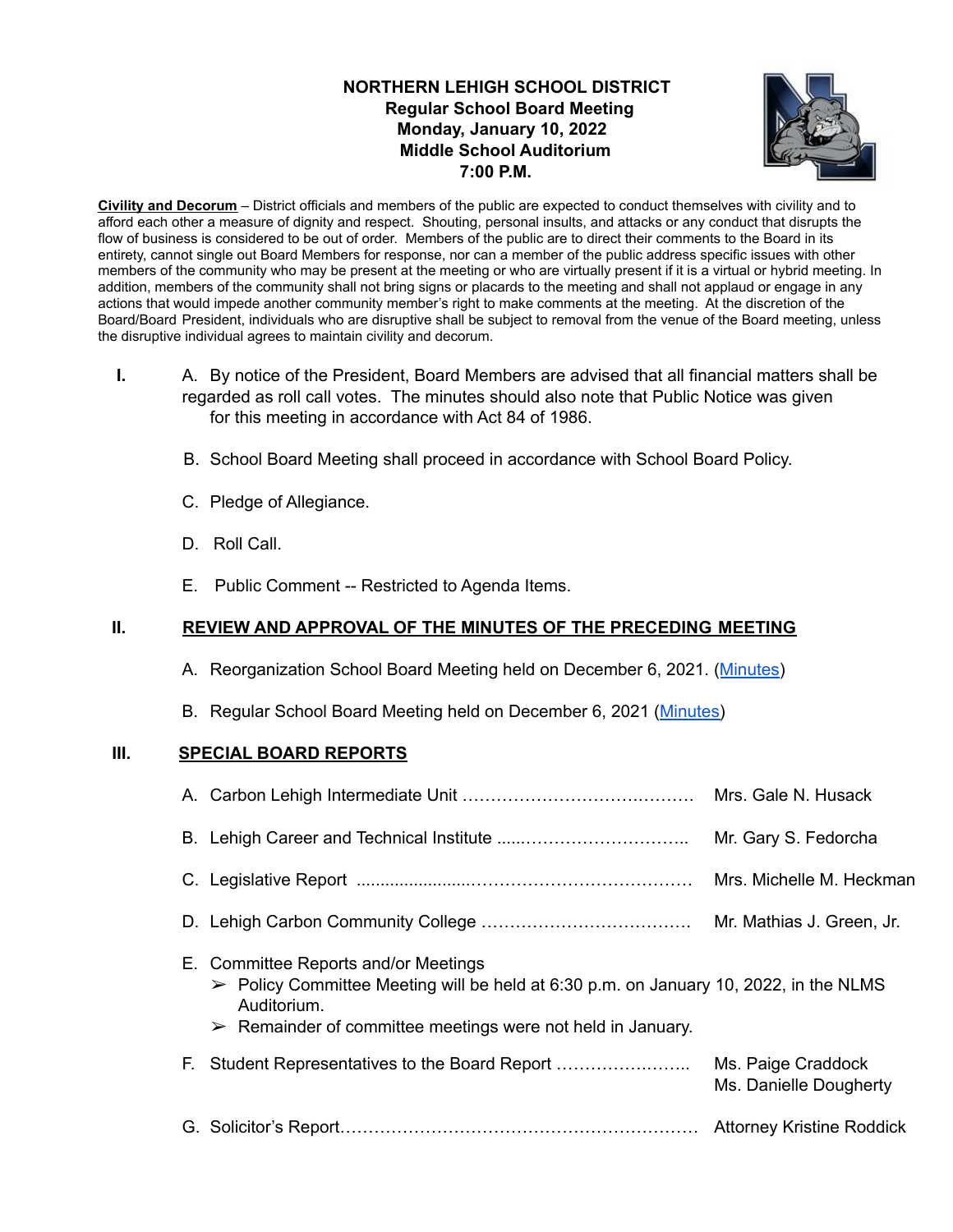# NORTHERN LEHIGH SCHOOL DISTRICT
## Regular School Board Meeting
## Monday, January 10, 2022
## Middle School Auditorium
## 7:00 P.M.

**Civility and Decorum** – District officials and members of the public are expected to conduct themselves with civility and to afford each other a measure of dignity and respect. Shouting, personal insults, and attacks or any conduct that disrupts the flow of business is considered to be out of order. Members of the public are to direct their comments to the Board in its entirety, cannot single out Board Members for response, nor can a member of the public address specific issues with other members of the community who may be present at the meeting or who are virtually present if it is a virtual or hybrid meeting. In addition, members of the community shall not bring signs or placards to the meeting and shall not applaud or engage in any actions that would impede another community member's right to make comments at the meeting. At the discretion of the Board/Board President, individuals who are disruptive shall be subject to removal from the venue of the Board meeting, unless the disruptive individual agrees to maintain civility and decorum.

**I.**

A. By notice of the President, Board Members are advised that all financial matters shall be regarded as roll call votes. The minutes should also note that Public Notice was given for this meeting in accordance with Act 84 of 1986.

B. School Board Meeting shall proceed in accordance with School Board Policy.

C. Pledge of Allegiance.

D. Roll Call.

E. Public Comment -- Restricted to Agenda Items.

**II. REVIEW AND APPROVAL OF THE MINUTES OF THE PRECEDING MEETING**

A. Reorganization School Board Meeting held on December 6, 2021. (Minutes)

B. Regular School Board Meeting held on December 6, 2021 (Minutes)

**III. SPECIAL BOARD REPORTS**

A. Carbon Lehigh Intermediate Unit …………………………………… Mrs. Gale N. Husack

B. Lehigh Career and Technical Institute ......………………………….. Mr. Gary S. Fedorcha

C. Legislative Report .......................………………………………… Mrs. Michelle M. Heckman

D. Lehigh Carbon Community College ………………………………. Mr. Mathias J. Green, Jr.

E. Committee Reports and/or Meetings
- Policy Committee Meeting will be held at 6:30 p.m. on January 10, 2022, in the NLMS Auditorium.
- Remainder of committee meetings were not held in January.

F. Student Representatives to the Board Report …………………….. Ms. Paige Craddock, Ms. Danielle Dougherty

G. Solicitor's Report……………………………………………………… Attorney Kristine Roddick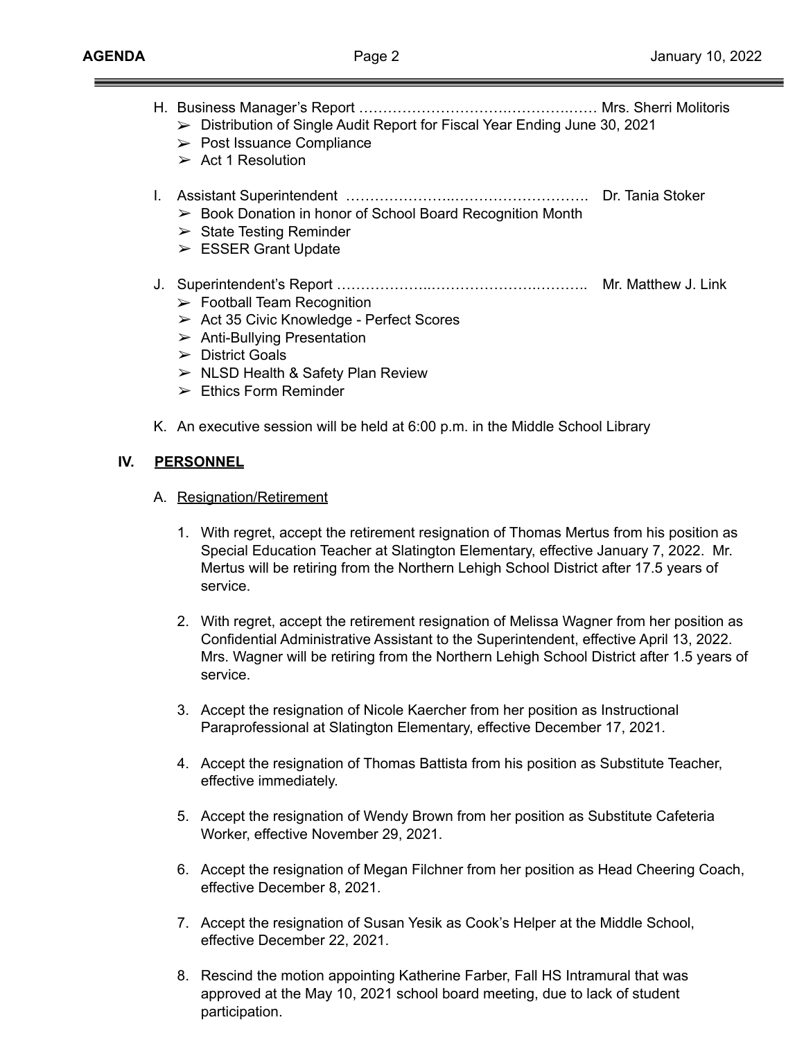H. Business Manager's Report …………………………….………….…… Mrs. Sherri Molitoris
   - ➢ Distribution of Single Audit Report for Fiscal Year Ending June 30, 2021
   - ➢ Post Issuance Compliance
   - ➢ Act 1 Resolution

I. Assistant Superintendent …………………..………………………. Dr. Tania Stoker
   - ➢ Book Donation in honor of School Board Recognition Month
   - ➢ State Testing Reminder
   - ➢ ESSER Grant Update

J. Superintendent's Report ………………..…………………….……….. Mr. Matthew J. Link
   - ➢ Football Team Recognition
   - ➢ Act 35 Civic Knowledge - Perfect Scores
   - ➢ Anti-Bullying Presentation
   - ➢ District Goals
   - ➢ NLSD Health & Safety Plan Review
   - ➢ Ethics Form Reminder

K. An executive session will be held at 6:00 p.m. in the Middle School Library

## IV. PERSONNEL

A. Resignation/Retirement

1. With regret, accept the retirement resignation of Thomas Mertus from his position as Special Education Teacher at Slatington Elementary, effective January 7, 2022. Mr. Mertus will be retiring from the Northern Lehigh School District after 17.5 years of service.

2. With regret, accept the retirement resignation of Melissa Wagner from her position as Confidential Administrative Assistant to the Superintendent, effective April 13, 2022. Mrs. Wagner will be retiring from the Northern Lehigh School District after 1.5 years of service.

3. Accept the resignation of Nicole Kaercher from her position as Instructional Paraprofessional at Slatington Elementary, effective December 17, 2021.

4. Accept the resignation of Thomas Battista from his position as Substitute Teacher, effective immediately.

5. Accept the resignation of Wendy Brown from her position as Substitute Cafeteria Worker, effective November 29, 2021.

6. Accept the resignation of Megan Filchner from her position as Head Cheering Coach, effective December 8, 2021.

7. Accept the resignation of Susan Yesik as Cook's Helper at the Middle School, effective December 22, 2021.

8. Rescind the motion appointing Katherine Farber, Fall HS Intramural that was approved at the May 10, 2021 school board meeting, due to lack of student participation.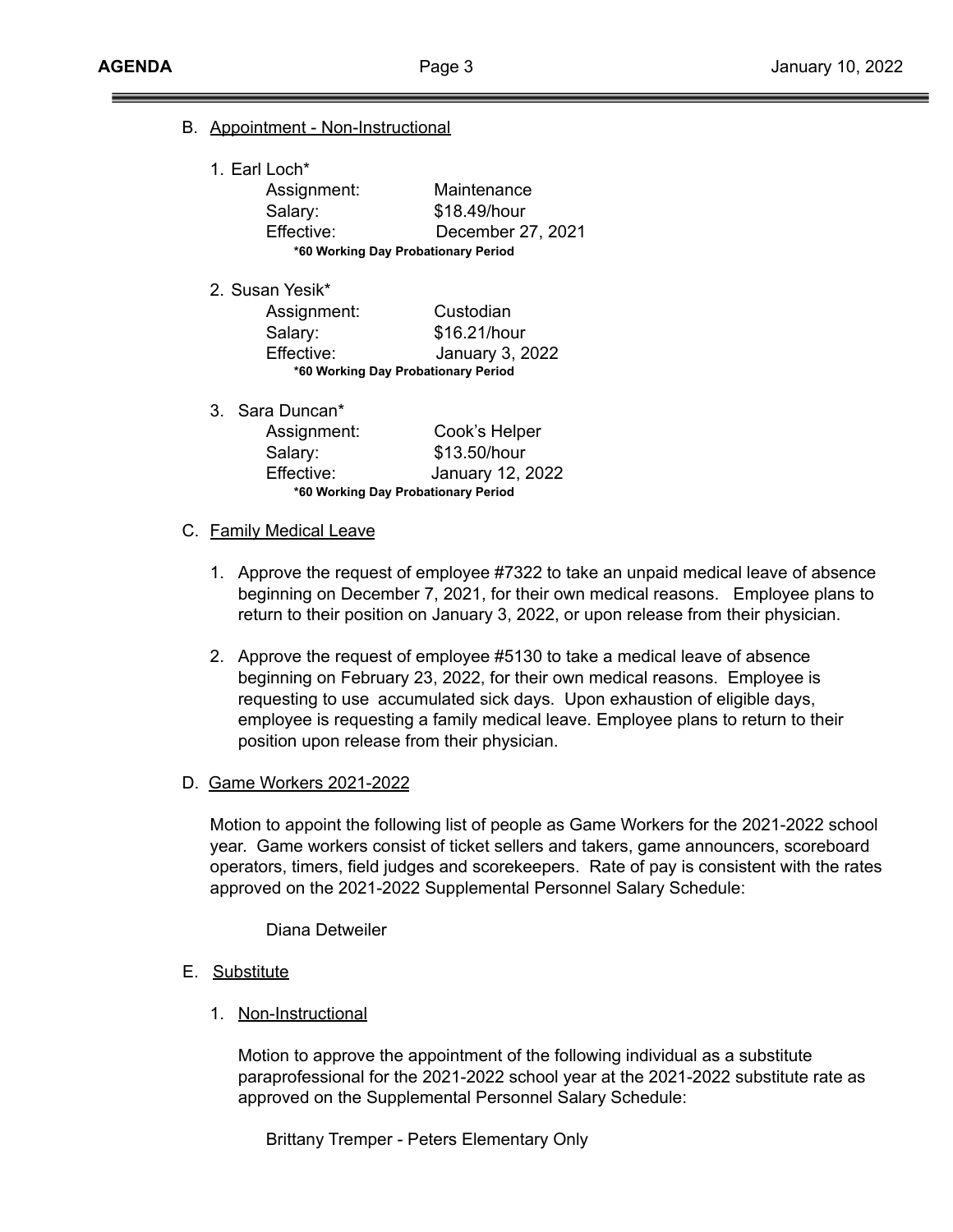B. Appointment - Non-Instructional

1. Earl Loch*
   - Assignment: Maintenance
   - Salary: $18.49/hour
   - Effective: December 27, 2021

   **\*60 Working Day Probationary Period**

2. Susan Yesik*
   - Assignment: Custodian
   - Salary: $16.21/hour
   - Effective: January 3, 2022

   **\*60 Working Day Probationary Period**

3. Sara Duncan*
   - Assignment: Cook's Helper
   - Salary: $13.50/hour
   - Effective: January 12, 2022

   **\*60 Working Day Probationary Period**

C. Family Medical Leave

1. Approve the request of employee #7322 to take an unpaid medical leave of absence beginning on December 7, 2021, for their own medical reasons. Employee plans to return to their position on January 3, 2022, or upon release from their physician.

2. Approve the request of employee #5130 to take a medical leave of absence beginning on February 23, 2022, for their own medical reasons. Employee is requesting to use accumulated sick days. Upon exhaustion of eligible days, employee is requesting a family medical leave. Employee plans to return to their position upon release from their physician.

D. Game Workers 2021-2022

Motion to appoint the following list of people as Game Workers for the 2021-2022 school year. Game workers consist of ticket sellers and takers, game announcers, scoreboard operators, timers, field judges and scorekeepers. Rate of pay is consistent with the rates approved on the 2021-2022 Supplemental Personnel Salary Schedule:

Diana Detweiler

E. Substitute

1. Non-Instructional

   Motion to approve the appointment of the following individual as a substitute paraprofessional for the 2021-2022 school year at the 2021-2022 substitute rate as approved on the Supplemental Personnel Salary Schedule:

   Brittany Tremper - Peters Elementary Only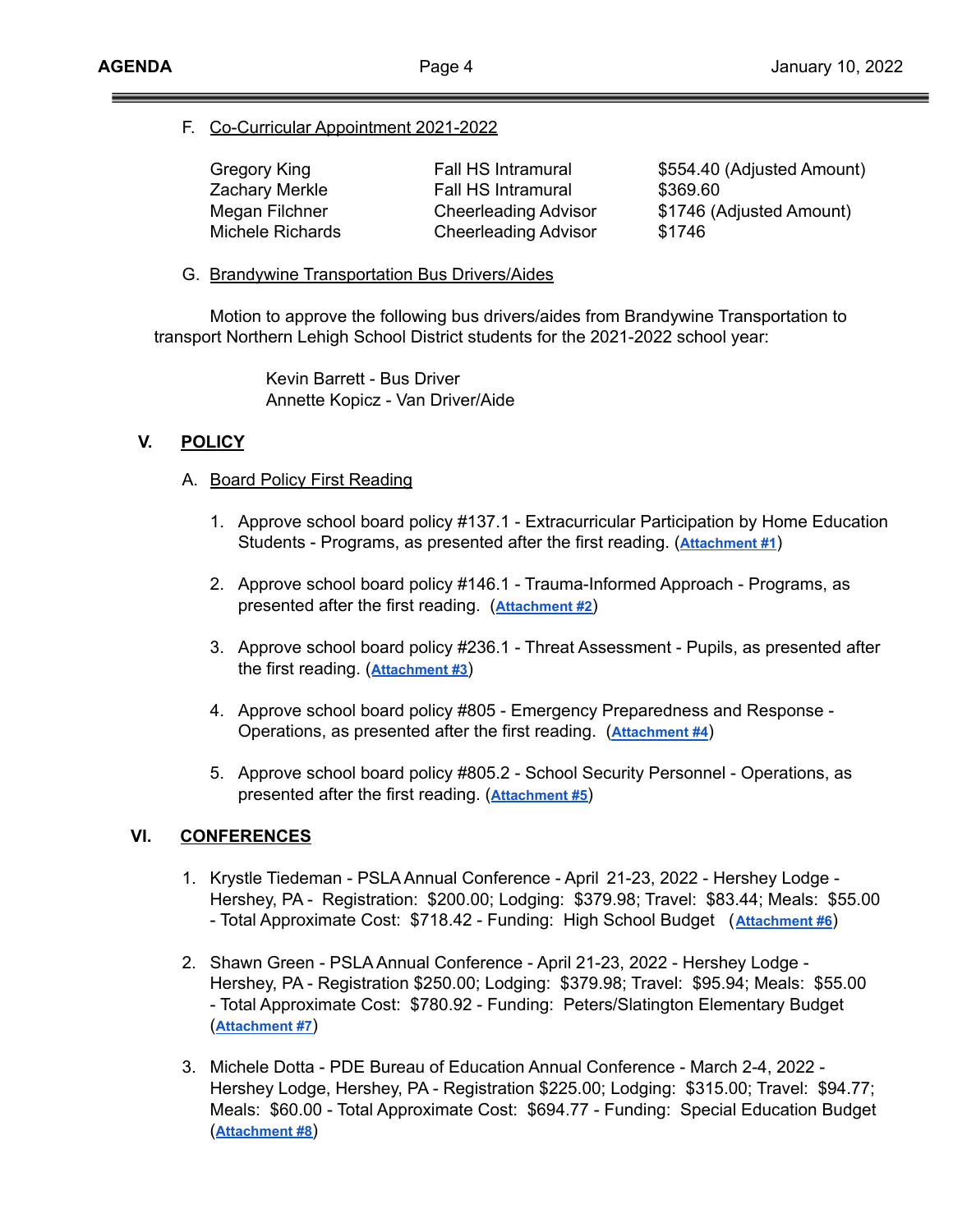F. Co-Curricular Appointment 2021-2022

| | | |
|---|---|---|
| Gregory King | Fall HS Intramural | $554.40 (Adjusted Amount) |
| Zachary Merkle | Fall HS Intramural | $369.60 |
| Megan Filchner | Cheerleading Advisor | $1746 (Adjusted Amount) |
| Michele Richards | Cheerleading Advisor | $1746 |

G. Brandywine Transportation Bus Drivers/Aides

Motion to approve the following bus drivers/aides from Brandywine Transportation to transport Northern Lehigh School District students for the 2021-2022 school year:

Kevin Barrett - Bus Driver
Annette Kopicz - Van Driver/Aide

## V. POLICY

A. Board Policy First Reading

1. Approve school board policy #137.1 - Extracurricular Participation by Home Education Students - Programs, as presented after the first reading. (**Attachment #1**)

2. Approve school board policy #146.1 - Trauma-Informed Approach - Programs, as presented after the first reading. (**Attachment #2**)

3. Approve school board policy #236.1 - Threat Assessment - Pupils, as presented after the first reading. (**Attachment #3**)

4. Approve school board policy #805 - Emergency Preparedness and Response - Operations, as presented after the first reading. (**Attachment #4**)

5. Approve school board policy #805.2 - School Security Personnel - Operations, as presented after the first reading. (**Attachment #5**)

## VI. CONFERENCES

1. Krystle Tiedeman - PSLA Annual Conference - April 21-23, 2022 - Hershey Lodge - Hershey, PA - Registration: $200.00; Lodging: $379.98; Travel: $83.44; Meals: $55.00 - Total Approximate Cost: $718.42 - Funding: High School Budget (**Attachment #6**)

2. Shawn Green - PSLA Annual Conference - April 21-23, 2022 - Hershey Lodge - Hershey, PA - Registration $250.00; Lodging: $379.98; Travel: $95.94; Meals: $55.00 - Total Approximate Cost: $780.92 - Funding: Peters/Slatington Elementary Budget (**Attachment #7**)

3. Michele Dotta - PDE Bureau of Education Annual Conference - March 2-4, 2022 - Hershey Lodge, Hershey, PA - Registration $225.00; Lodging: $315.00; Travel: $94.77; Meals: $60.00 - Total Approximate Cost: $694.77 - Funding: Special Education Budget (**Attachment #8**)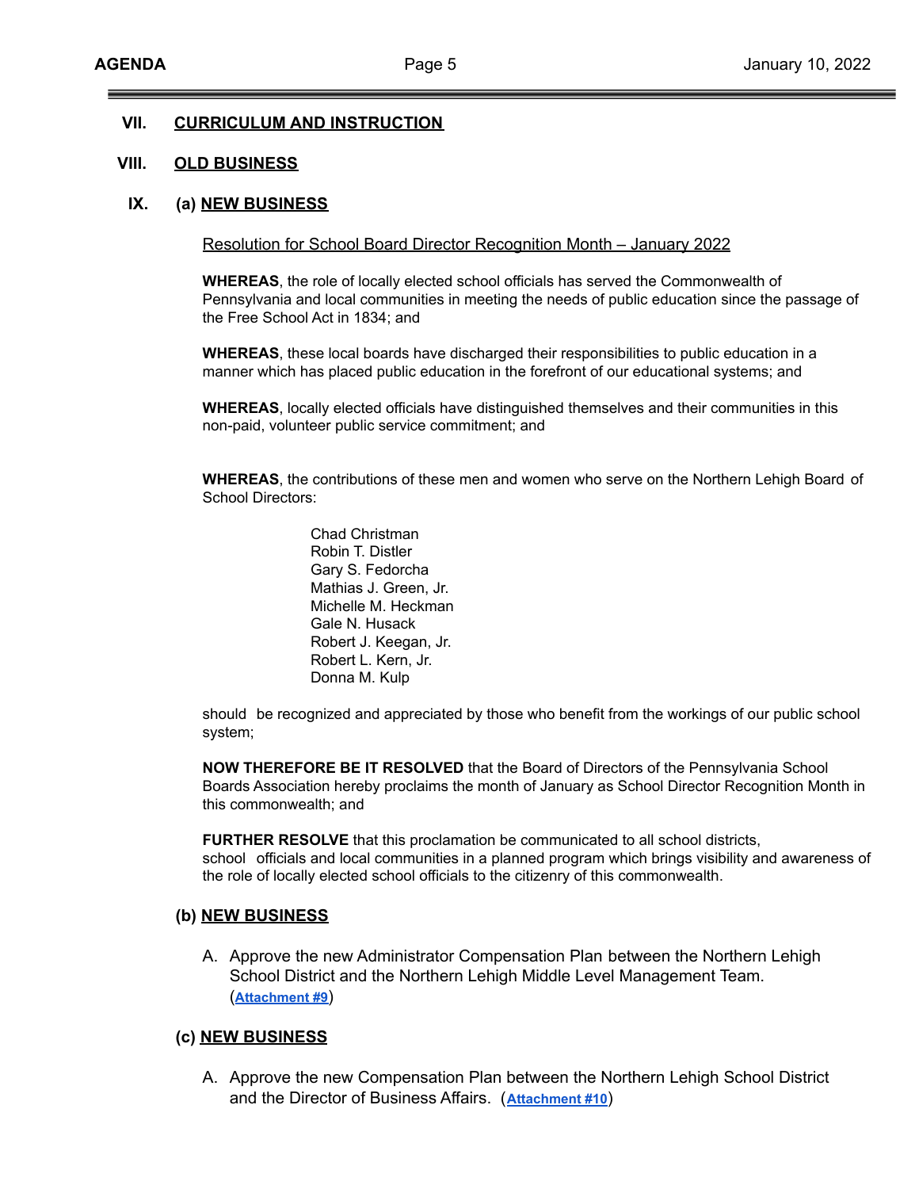## VII. CURRICULUM AND INSTRUCTION

## VIII. OLD BUSINESS

## IX. (a) NEW BUSINESS

Resolution for School Board Director Recognition Month – January 2022

**WHEREAS**, the role of locally elected school officials has served the Commonwealth of Pennsylvania and local communities in meeting the needs of public education since the passage of the Free School Act in 1834; and

**WHEREAS**, these local boards have discharged their responsibilities to public education in a manner which has placed public education in the forefront of our educational systems; and

**WHEREAS**, locally elected officials have distinguished themselves and their communities in this non-paid, volunteer public service commitment; and

**WHEREAS**, the contributions of these men and women who serve on the Northern Lehigh Board of School Directors:

Chad Christman
Robin T. Distler
Gary S. Fedorcha
Mathias J. Green, Jr.
Michelle M. Heckman
Gale N. Husack
Robert J. Keegan, Jr.
Robert L. Kern, Jr.
Donna M. Kulp

should be recognized and appreciated by those who benefit from the workings of our public school system;

**NOW THEREFORE BE IT RESOLVED** that the Board of Directors of the Pennsylvania School Boards Association hereby proclaims the month of January as School Director Recognition Month in this commonwealth; and

**FURTHER RESOLVE** that this proclamation be communicated to all school districts, school officials and local communities in a planned program which brings visibility and awareness of the role of locally elected school officials to the citizenry of this commonwealth.

### (b) NEW BUSINESS

A. Approve the new Administrator Compensation Plan between the Northern Lehigh School District and the Northern Lehigh Middle Level Management Team. (**Attachment #9**)

### (c) NEW BUSINESS

A. Approve the new Compensation Plan between the Northern Lehigh School District and the Director of Business Affairs. (**Attachment #10**)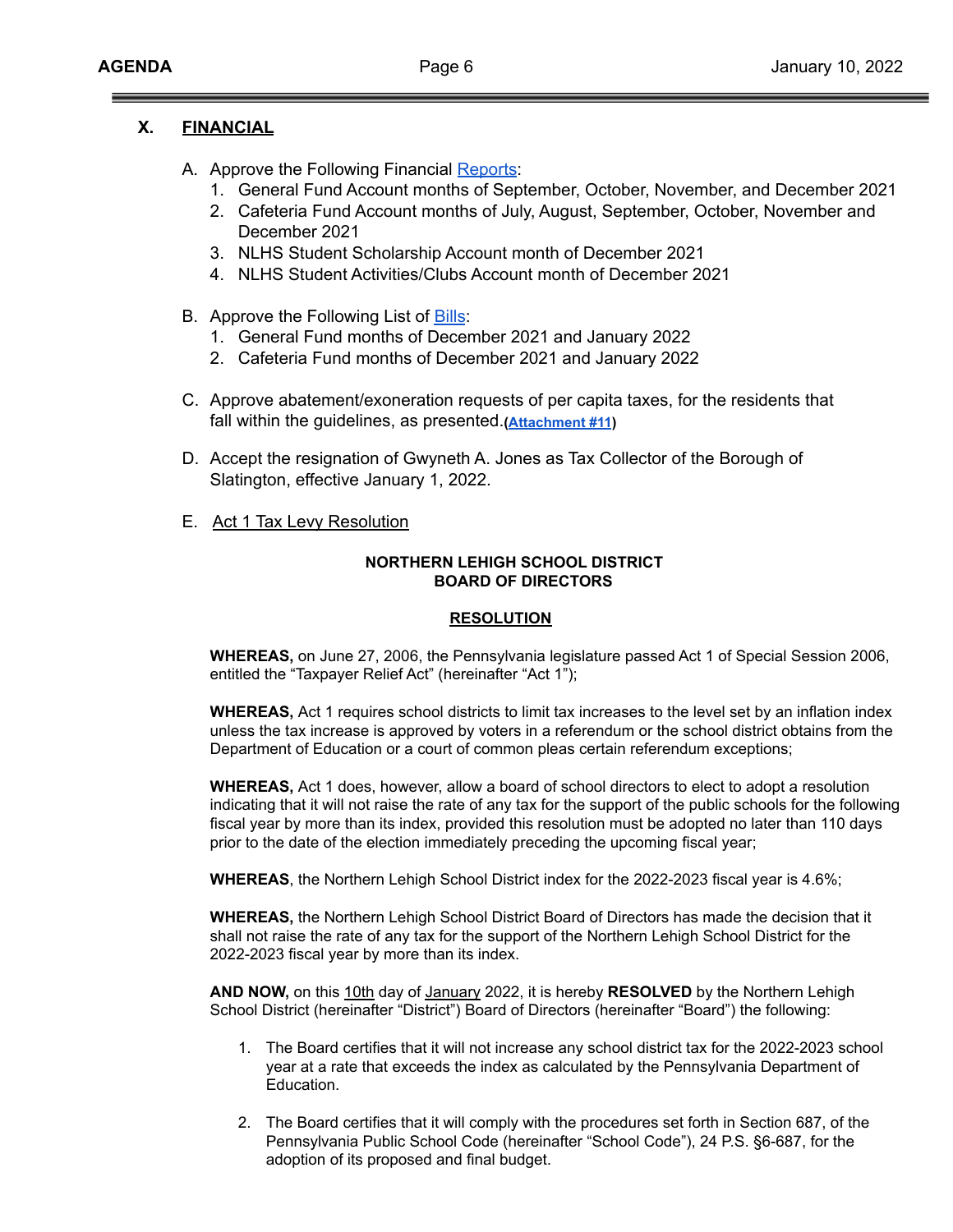## X. FINANCIAL

A. Approve the Following Financial Reports:
   1. General Fund Account months of September, October, November, and December 2021
   2. Cafeteria Fund Account months of July, August, September, October, November and December 2021
   3. NLHS Student Scholarship Account month of December 2021
   4. NLHS Student Activities/Clubs Account month of December 2021

B. Approve the Following List of Bills:
   1. General Fund months of December 2021 and January 2022
   2. Cafeteria Fund months of December 2021 and January 2022

C. Approve abatement/exoneration requests of per capita taxes, for the residents that fall within the guidelines, as presented.**(Attachment #11)**

D. Accept the resignation of Gwyneth A. Jones as Tax Collector of the Borough of Slatington, effective January 1, 2022.

E. Act 1 Tax Levy Resolution

**NORTHERN LEHIGH SCHOOL DISTRICT**
**BOARD OF DIRECTORS**

**RESOLUTION**

**WHEREAS,** on June 27, 2006, the Pennsylvania legislature passed Act 1 of Special Session 2006, entitled the "Taxpayer Relief Act" (hereinafter "Act 1");

**WHEREAS,** Act 1 requires school districts to limit tax increases to the level set by an inflation index unless the tax increase is approved by voters in a referendum or the school district obtains from the Department of Education or a court of common pleas certain referendum exceptions;

**WHEREAS,** Act 1 does, however, allow a board of school directors to elect to adopt a resolution indicating that it will not raise the rate of any tax for the support of the public schools for the following fiscal year by more than its index, provided this resolution must be adopted no later than 110 days prior to the date of the election immediately preceding the upcoming fiscal year;

**WHEREAS**, the Northern Lehigh School District index for the 2022-2023 fiscal year is 4.6%;

**WHEREAS,** the Northern Lehigh School District Board of Directors has made the decision that it shall not raise the rate of any tax for the support of the Northern Lehigh School District for the 2022-2023 fiscal year by more than its index.

**AND NOW,** on this 10th day of January 2022, it is hereby **RESOLVED** by the Northern Lehigh School District (hereinafter "District") Board of Directors (hereinafter "Board") the following:

1. The Board certifies that it will not increase any school district tax for the 2022-2023 school year at a rate that exceeds the index as calculated by the Pennsylvania Department of Education.

2. The Board certifies that it will comply with the procedures set forth in Section 687, of the Pennsylvania Public School Code (hereinafter "School Code"), 24 P.S. §6-687, for the adoption of its proposed and final budget.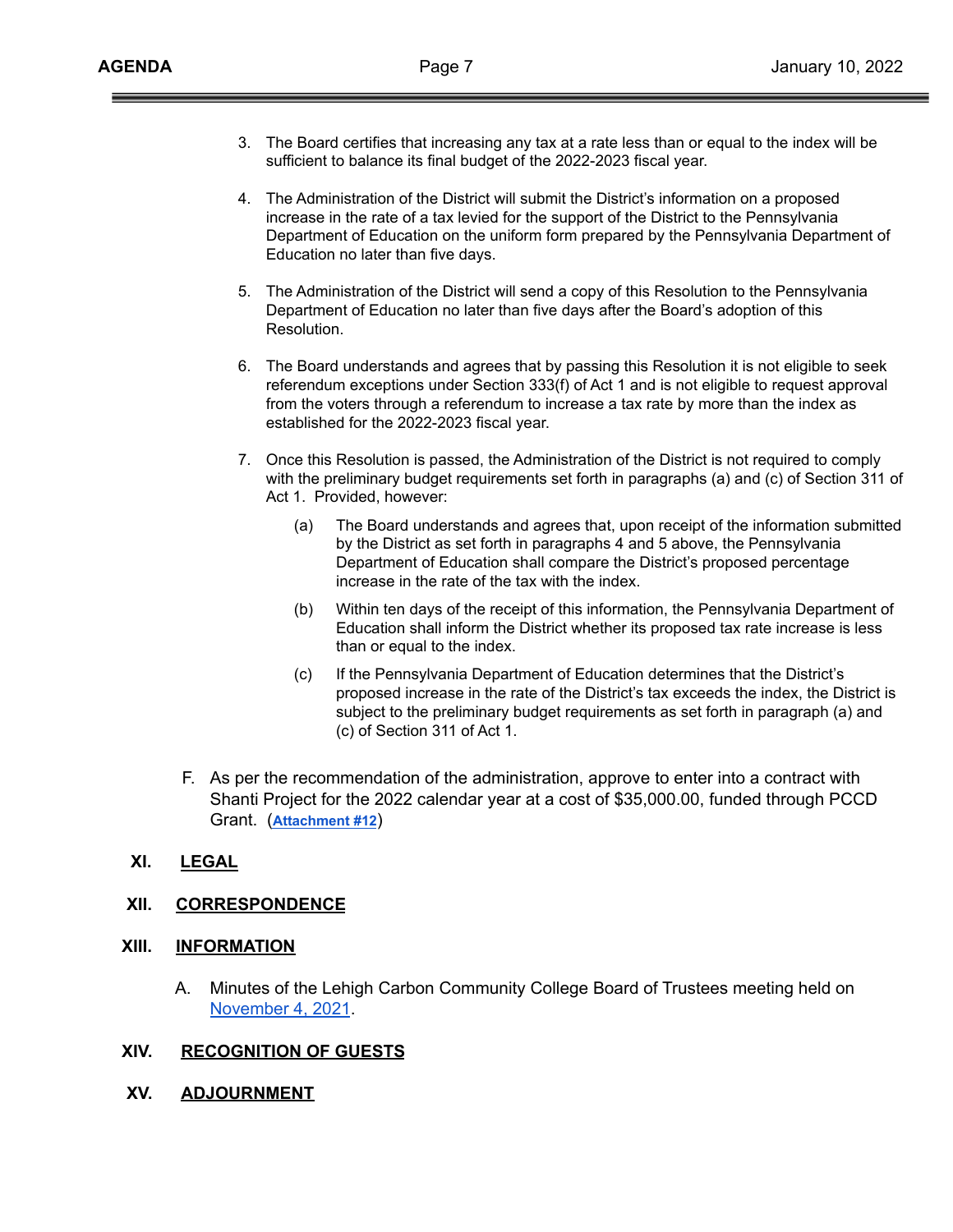3. The Board certifies that increasing any tax at a rate less than or equal to the index will be sufficient to balance its final budget of the 2022-2023 fiscal year.

4. The Administration of the District will submit the District's information on a proposed increase in the rate of a tax levied for the support of the District to the Pennsylvania Department of Education on the uniform form prepared by the Pennsylvania Department of Education no later than five days.

5. The Administration of the District will send a copy of this Resolution to the Pennsylvania Department of Education no later than five days after the Board's adoption of this Resolution.

6. The Board understands and agrees that by passing this Resolution it is not eligible to seek referendum exceptions under Section 333(f) of Act 1 and is not eligible to request approval from the voters through a referendum to increase a tax rate by more than the index as established for the 2022-2023 fiscal year.

7. Once this Resolution is passed, the Administration of the District is not required to comply with the preliminary budget requirements set forth in paragraphs (a) and (c) of Section 311 of Act 1. Provided, however:

   (a) The Board understands and agrees that, upon receipt of the information submitted by the District as set forth in paragraphs 4 and 5 above, the Pennsylvania Department of Education shall compare the District's proposed percentage increase in the rate of the tax with the index.

   (b) Within ten days of the receipt of this information, the Pennsylvania Department of Education shall inform the District whether its proposed tax rate increase is less than or equal to the index.

   (c) If the Pennsylvania Department of Education determines that the District's proposed increase in the rate of the District's tax exceeds the index, the District is subject to the preliminary budget requirements as set forth in paragraph (a) and (c) of Section 311 of Act 1.

F. As per the recommendation of the administration, approve to enter into a contract with Shanti Project for the 2022 calendar year at a cost of $35,000.00, funded through PCCD Grant. (**Attachment #12**)

## XI. LEGAL

## XII. CORRESPONDENCE

## XIII. INFORMATION

A. Minutes of the Lehigh Carbon Community College Board of Trustees meeting held on November 4, 2021.

## XIV. RECOGNITION OF GUESTS

## XV. ADJOURNMENT